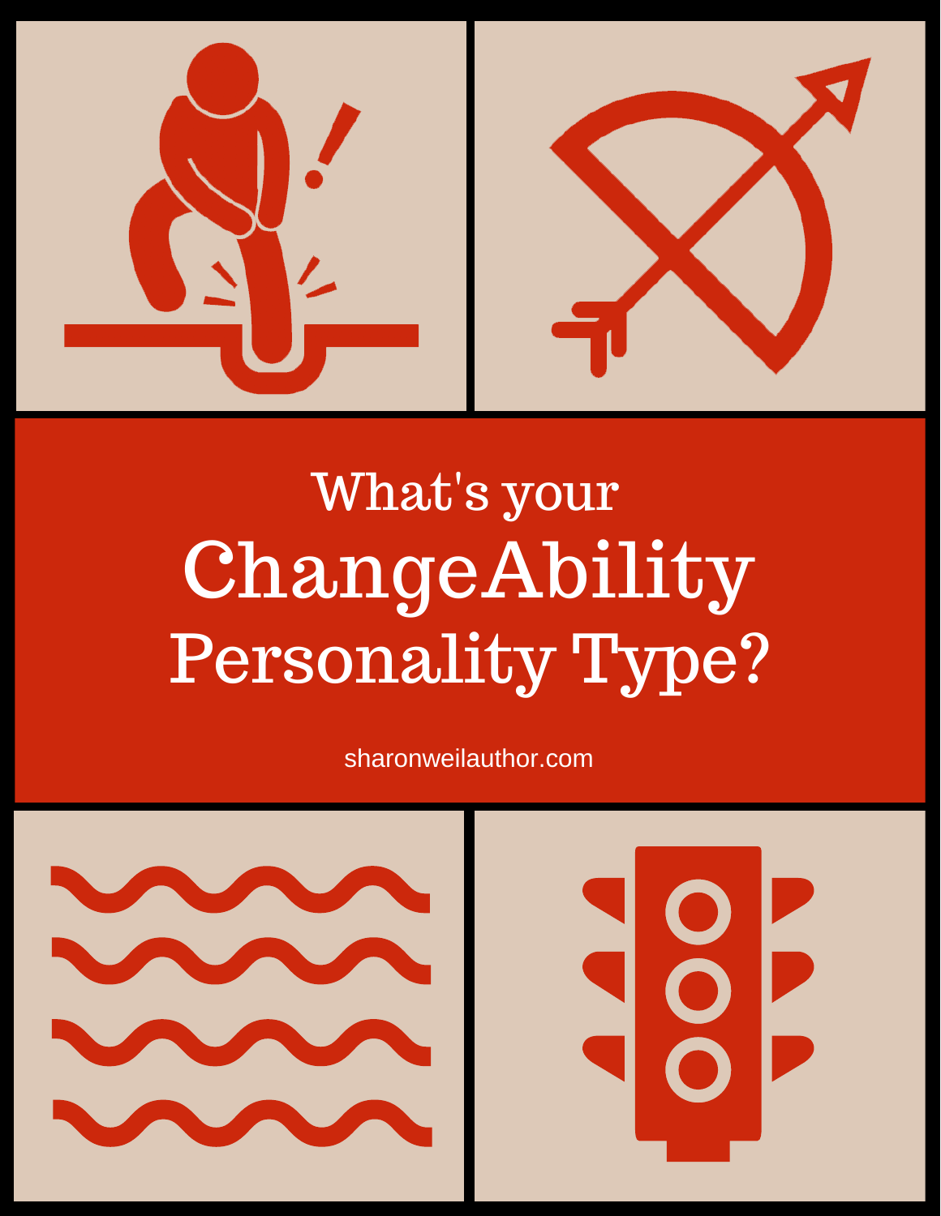# What's your ChangeAbility Personality Type?

sharonweilauthor.com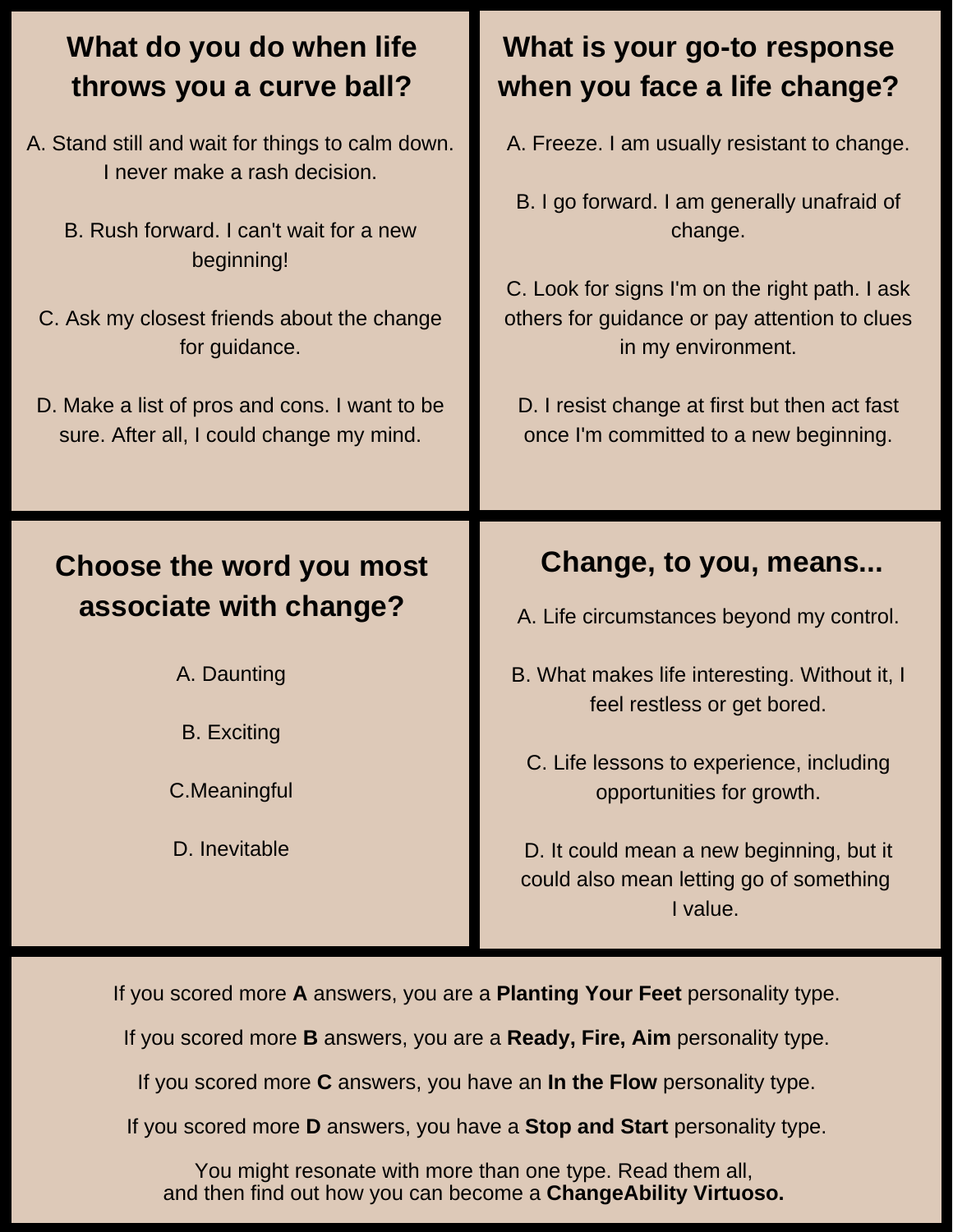## What do you do when life throws you a curve ball?

A. Stand still and wait for things to calm down. I never make a rash decision.

B. Rush forward. I can't wait for a new beginning!

C. Ask my closest friends about the change for guidance.

D. Make a list of pros and cons. I want to be sure. After all, I could change my mind.

## What is your go-to response when you face a life change?

A. Freeze. I am usually resistant to change.

B. I go forward. I am generally unafraid of change.

C. Look for signs I'm on the right path. I ask others for guidance or pay attention to clues in my environment.

D. I resist change at first but then act fast once I'm committed to a new beginning.

## Choose the word you most associate with change?

A. Daunting

B. Exciting

C.Meaningful

D. Inevitable

## Change, to you, means...

A. Life circumstances beyond my control.

B. What makes life interesting. Without it, I feel restless or get bored.

C. Life lessons to experience, including opportunities for growth.

D. It could mean a new beginning, but it could also mean letting go of something I value.

---

If you scored more **A** answers, you are a **Planting Your Feet** personality type.

If you scored more **B** answers, you are a **Ready, Fire, Aim** personality type.

If you scored more **C** answers, you have an **In the Flow** personality type.

If you scored more **D** answers, you have a **Stop and Start** personality type.

You might resonate with more than one type. Read them all, and then find out how you can become a **ChangeAbility Virtuoso.**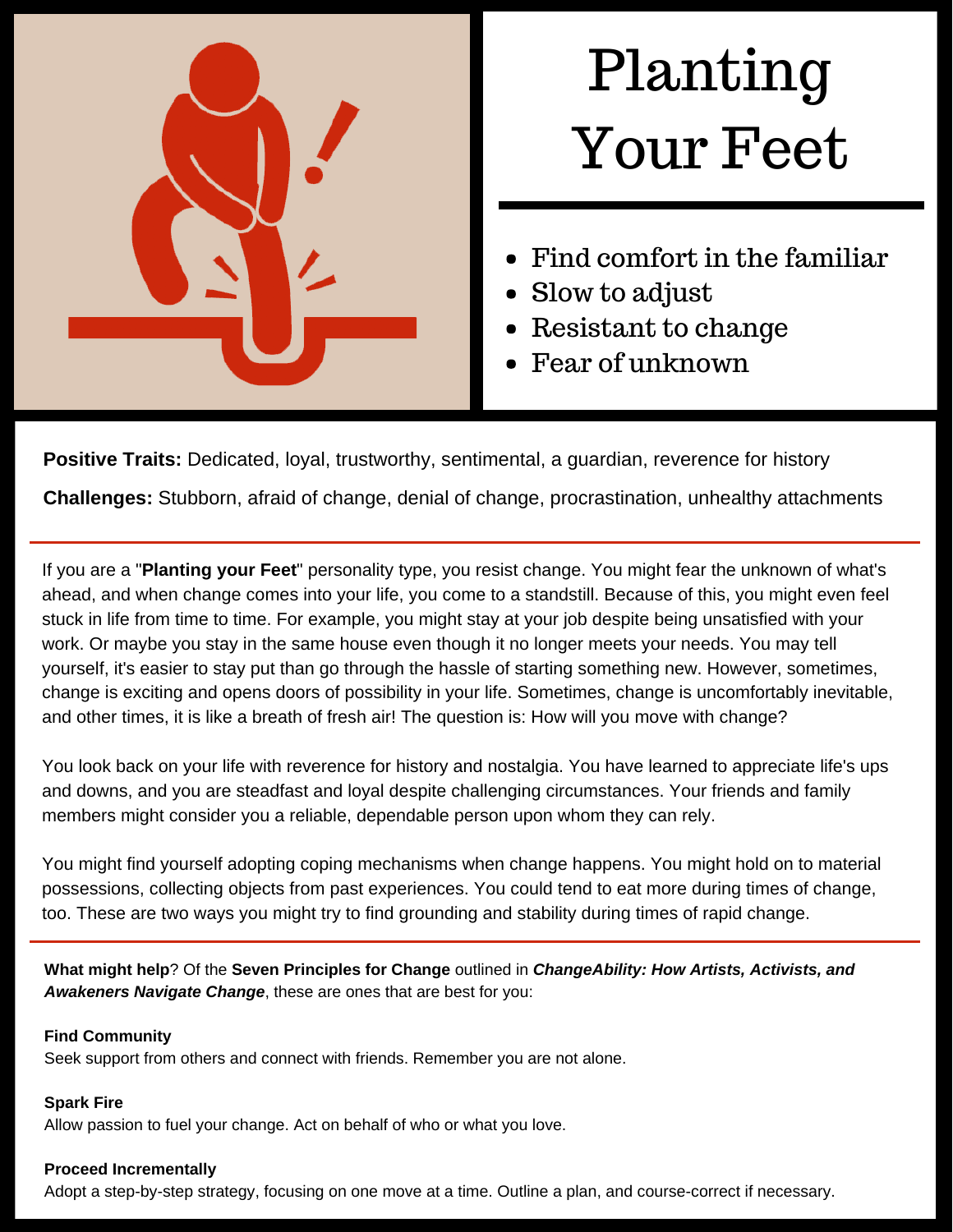# Planting Your Feet

- Find comfort in the familiar
- Slow to adjust
- Resistant to change
- Fear of unknown

**Positive Traits:** Dedicated, loyal, trustworthy, sentimental, a guardian, reverence for history

**Challenges:** Stubborn, afraid of change, denial of change, procrastination, unhealthy attachments

---

If you are a "**Planting your Feet**" personality type, you resist change. You might fear the unknown of what's ahead, and when change comes into your life, you come to a standstill. Because of this, you might even feel stuck in life from time to time. For example, you might stay at your job despite being unsatisfied with your work. Or maybe you stay in the same house even though it no longer meets your needs. You may tell yourself, it's easier to stay put than go through the hassle of starting something new. However, sometimes, change is exciting and opens doors of possibility in your life. Sometimes, change is uncomfortably inevitable, and other times, it is like a breath of fresh air! The question is: How will you move with change?

You look back on your life with reverence for history and nostalgia. You have learned to appreciate life's ups and downs, and you are steadfast and loyal despite challenging circumstances. Your friends and family members might consider you a reliable, dependable person upon whom they can rely.

You might find yourself adopting coping mechanisms when change happens. You might hold on to material possessions, collecting objects from past experiences. You could tend to eat more during times of change, too. These are two ways you might try to find grounding and stability during times of rapid change.

---

**What might help**? Of the **Seven Principles for Change** outlined in ***ChangeAbility: How Artists, Activists, and Awakeners Navigate Change***, these are ones that are best for you:

**Find Community**
Seek support from others and connect with friends. Remember you are not alone.

**Spark Fire**
Allow passion to fuel your change. Act on behalf of who or what you love.

**Proceed Incrementally**
Adopt a step-by-step strategy, focusing on one move at a time. Outline a plan, and course-correct if necessary.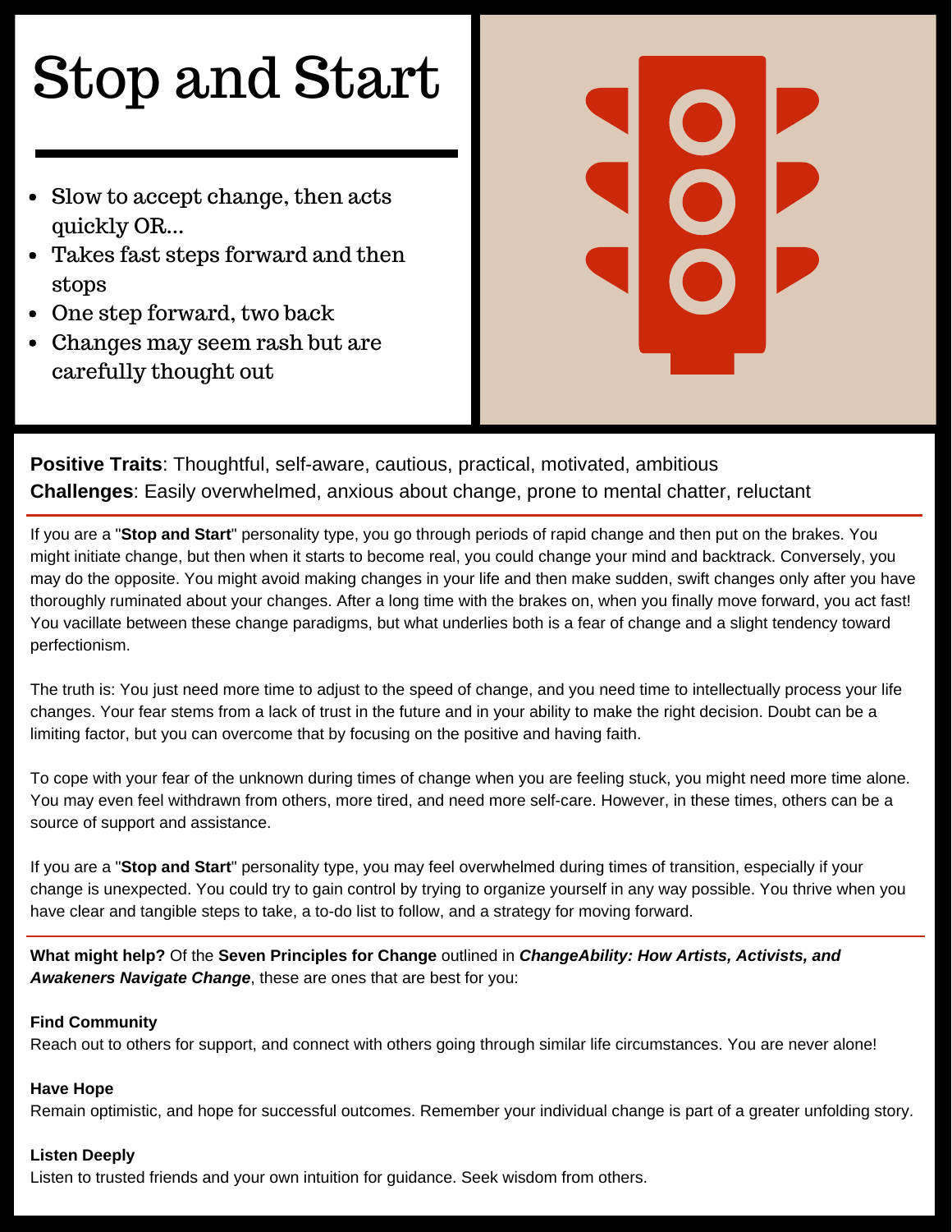# Stop and Start

- Slow to accept change, then acts quickly OR...
- Takes fast steps forward and then stops
- One step forward, two back
- Changes may seem rash but are carefully thought out

**Positive Traits**: Thoughtful, self-aware, cautious, practical, motivated, ambitious
**Challenges**: Easily overwhelmed, anxious about change, prone to mental chatter, reluctant

If you are a "**Stop and Start**" personality type, you go through periods of rapid change and then put on the brakes. You might initiate change, but then when it starts to become real, you could change your mind and backtrack. Conversely, you may do the opposite. You might avoid making changes in your life and then make sudden, swift changes only after you have thoroughly ruminated about your changes. After a long time with the brakes on, when you finally move forward, you act fast! You vacillate between these change paradigms, but what underlies both is a fear of change and a slight tendency toward perfectionism.

The truth is: You just need more time to adjust to the speed of change, and you need time to intellectually process your life changes. Your fear stems from a lack of trust in the future and in your ability to make the right decision. Doubt can be a limiting factor, but you can overcome that by focusing on the positive and having faith.

To cope with your fear of the unknown during times of change when you are feeling stuck, you might need more time alone. You may even feel withdrawn from others, more tired, and need more self-care. However, in these times, others can be a source of support and assistance.

If you are a "**Stop and Start**" personality type, you may feel overwhelmed during times of transition, especially if your change is unexpected. You could try to gain control by trying to organize yourself in any way possible. You thrive when you have clear and tangible steps to take, a to-do list to follow, and a strategy for moving forward.

**What might help?** Of the **Seven Principles for Change** outlined in ***ChangeAbility: How Artists, Activists, and Awakeners Navigate Change***, these are ones that are best for you:

**Find Community**
Reach out to others for support, and connect with others going through similar life circumstances. You are never alone!

**Have Hope**
Remain optimistic, and hope for successful outcomes. Remember your individual change is part of a greater unfolding story.

**Listen Deeply**
Listen to trusted friends and your own intuition for guidance. Seek wisdom from others.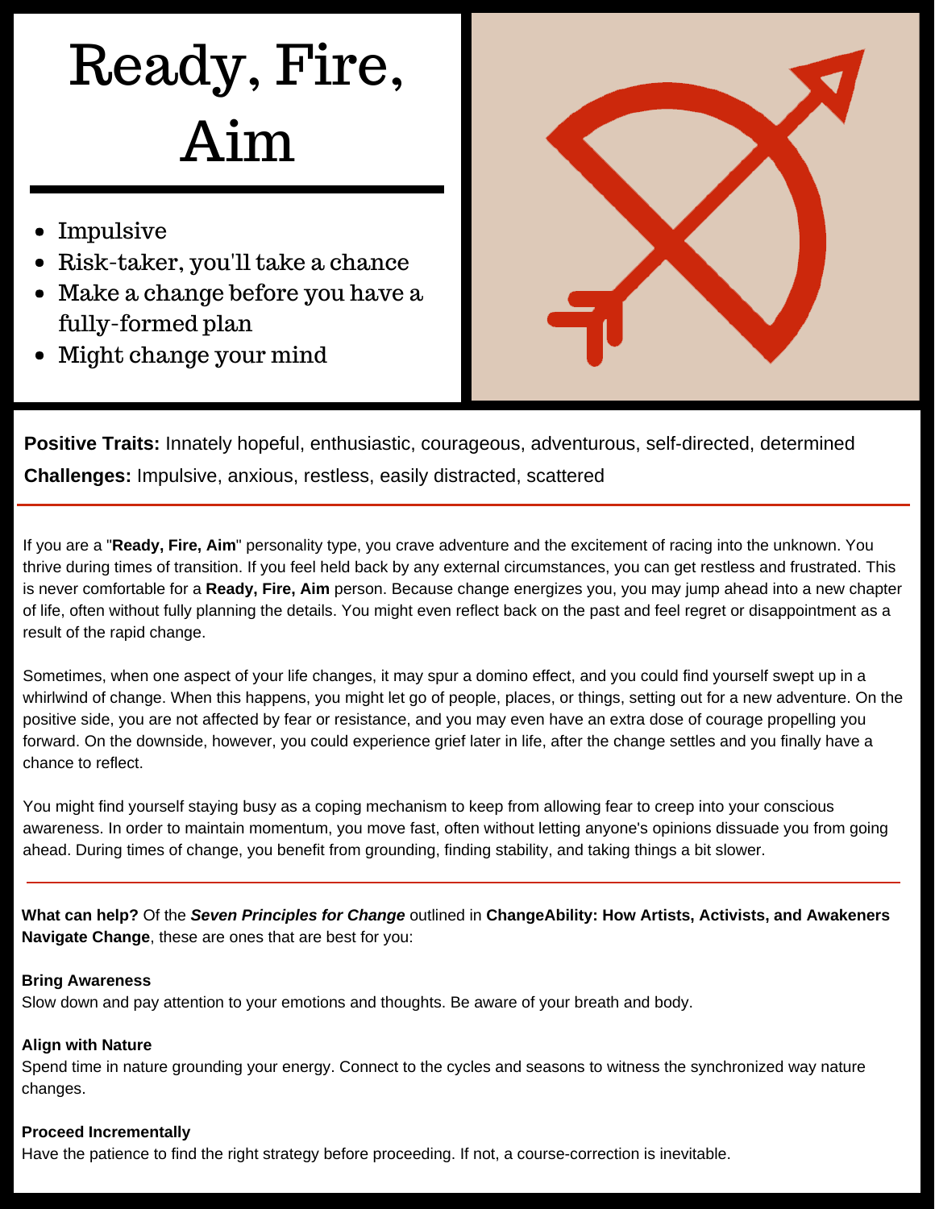# Ready, Fire, Aim

- Impulsive
- Risk-taker, you'll take a chance
- Make a change before you have a fully-formed plan
- Might change your mind

**Positive Traits:** Innately hopeful, enthusiastic, courageous, adventurous, self-directed, determined

**Challenges:** Impulsive, anxious, restless, easily distracted, scattered

---

If you are a "**Ready, Fire, Aim**" personality type, you crave adventure and the excitement of racing into the unknown. You thrive during times of transition. If you feel held back by any external circumstances, you can get restless and frustrated. This is never comfortable for a **Ready, Fire, Aim** person. Because change energizes you, you may jump ahead into a new chapter of life, often without fully planning the details. You might even reflect back on the past and feel regret or disappointment as a result of the rapid change.

Sometimes, when one aspect of your life changes, it may spur a domino effect, and you could find yourself swept up in a whirlwind of change. When this happens, you might let go of people, places, or things, setting out for a new adventure. On the positive side, you are not affected by fear or resistance, and you may even have an extra dose of courage propelling you forward. On the downside, however, you could experience grief later in life, after the change settles and you finally have a chance to reflect.

You might find yourself staying busy as a coping mechanism to keep from allowing fear to creep into your conscious awareness. In order to maintain momentum, you move fast, often without letting anyone's opinions dissuade you from going ahead. During times of change, you benefit from grounding, finding stability, and taking things a bit slower.

---

**What can help?** Of the ***Seven Principles for Change*** outlined in **ChangeAbility: How Artists, Activists, and Awakeners Navigate Change**, these are ones that are best for you:

**Bring Awareness**
Slow down and pay attention to your emotions and thoughts. Be aware of your breath and body.

**Align with Nature**
Spend time in nature grounding your energy. Connect to the cycles and seasons to witness the synchronized way nature changes.

**Proceed Incrementally**
Have the patience to find the right strategy before proceeding. If not, a course-correction is inevitable.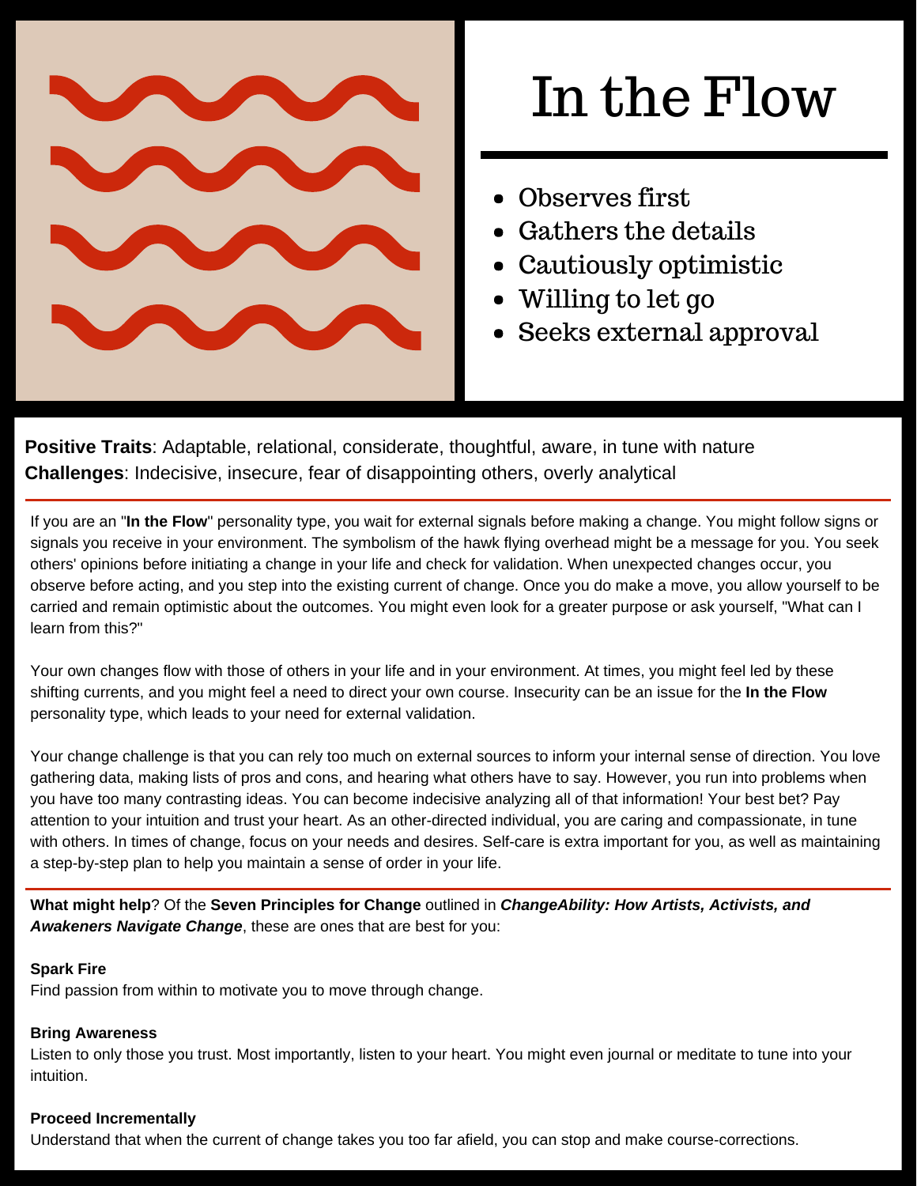# In the Flow

- Observes first
- Gathers the details
- Cautiously optimistic
- Willing to let go
- Seeks external approval

**Positive Traits**: Adaptable, relational, considerate, thoughtful, aware, in tune with nature
**Challenges**: Indecisive, insecure, fear of disappointing others, overly analytical

If you are an "**In the Flow**" personality type, you wait for external signals before making a change. You might follow signs or signals you receive in your environment. The symbolism of the hawk flying overhead might be a message for you. You seek others' opinions before initiating a change in your life and check for validation. When unexpected changes occur, you observe before acting, and you step into the existing current of change. Once you do make a move, you allow yourself to be carried and remain optimistic about the outcomes. You might even look for a greater purpose or ask yourself, "What can I learn from this?"

Your own changes flow with those of others in your life and in your environment. At times, you might feel led by these shifting currents, and you might feel a need to direct your own course. Insecurity can be an issue for the **In the Flow** personality type, which leads to your need for external validation.

Your change challenge is that you can rely too much on external sources to inform your internal sense of direction. You love gathering data, making lists of pros and cons, and hearing what others have to say. However, you run into problems when you have too many contrasting ideas. You can become indecisive analyzing all of that information! Your best bet? Pay attention to your intuition and trust your heart. As an other-directed individual, you are caring and compassionate, in tune with others. In times of change, focus on your needs and desires. Self-care is extra important for you, as well as maintaining a step-by-step plan to help you maintain a sense of order in your life.

**What might help**? Of the **Seven Principles for Change** outlined in ***ChangeAbility: How Artists, Activists, and Awakeners Navigate Change***, these are ones that are best for you:

**Spark Fire**
Find passion from within to motivate you to move through change.

**Bring Awareness**
Listen to only those you trust. Most importantly, listen to your heart. You might even journal or meditate to tune into your intuition.

**Proceed Incrementally**
Understand that when the current of change takes you too far afield, you can stop and make course-corrections.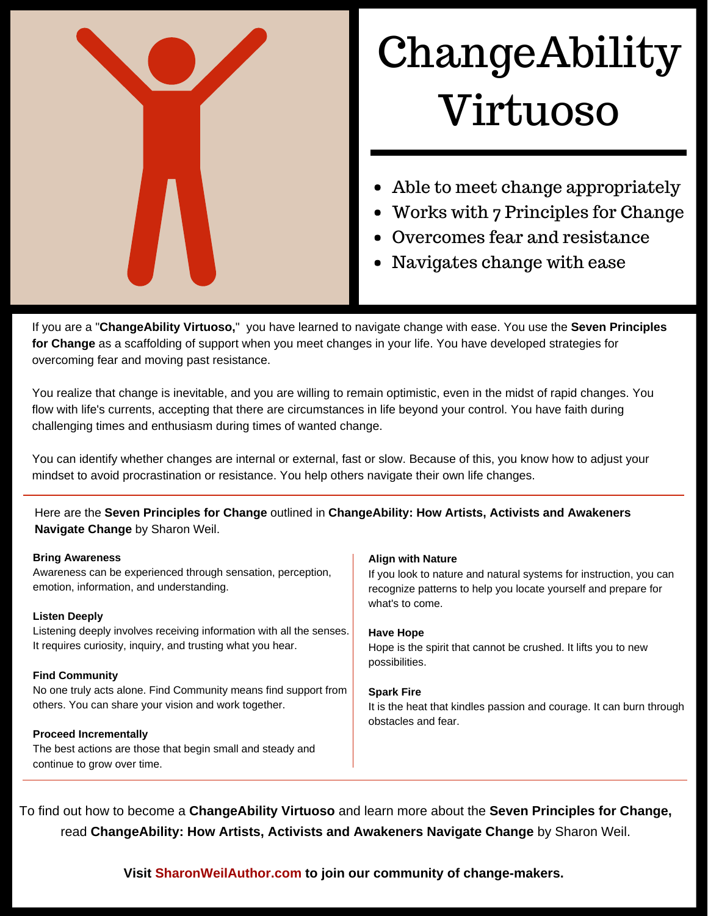# ChangeAbility Virtuoso

- Able to meet change appropriately
- Works with 7 Principles for Change
- Overcomes fear and resistance
- Navigates change with ease

If you are a "**ChangeAbility Virtuoso,**" you have learned to navigate change with ease. You use the **Seven Principles for Change** as a scaffolding of support when you meet changes in your life. You have developed strategies for overcoming fear and moving past resistance.

You realize that change is inevitable, and you are willing to remain optimistic, even in the midst of rapid changes. You flow with life's currents, accepting that there are circumstances in life beyond your control. You have faith during challenging times and enthusiasm during times of wanted change.

You can identify whether changes are internal or external, fast or slow. Because of this, you know how to adjust your mindset to avoid procrastination or resistance. You help others navigate their own life changes.

---

Here are the **Seven Principles for Change** outlined in **ChangeAbility: How Artists, Activists and Awakeners Navigate Change** by Sharon Weil.

**Bring Awareness**
Awareness can be experienced through sensation, perception, emotion, information, and understanding.

**Listen Deeply**
Listening deeply involves receiving information with all the senses. It requires curiosity, inquiry, and trusting what you hear.

**Find Community**
No one truly acts alone. Find Community means find support from others. You can share your vision and work together.

**Proceed Incrementally**
The best actions are those that begin small and steady and continue to grow over time.

**Align with Nature**
If you look to nature and natural systems for instruction, you can recognize patterns to help you locate yourself and prepare for what's to come.

**Have Hope**
Hope is the spirit that cannot be crushed. It lifts you to new possibilities.

**Spark Fire**
It is the heat that kindles passion and courage. It can burn through obstacles and fear.

---

To find out how to become a **ChangeAbility Virtuoso** and learn more about the **Seven Principles for Change,** read **ChangeAbility: How Artists, Activists and Awakeners Navigate Change** by Sharon Weil.

**Visit SharonWeilAuthor.com to join our community of change-makers.**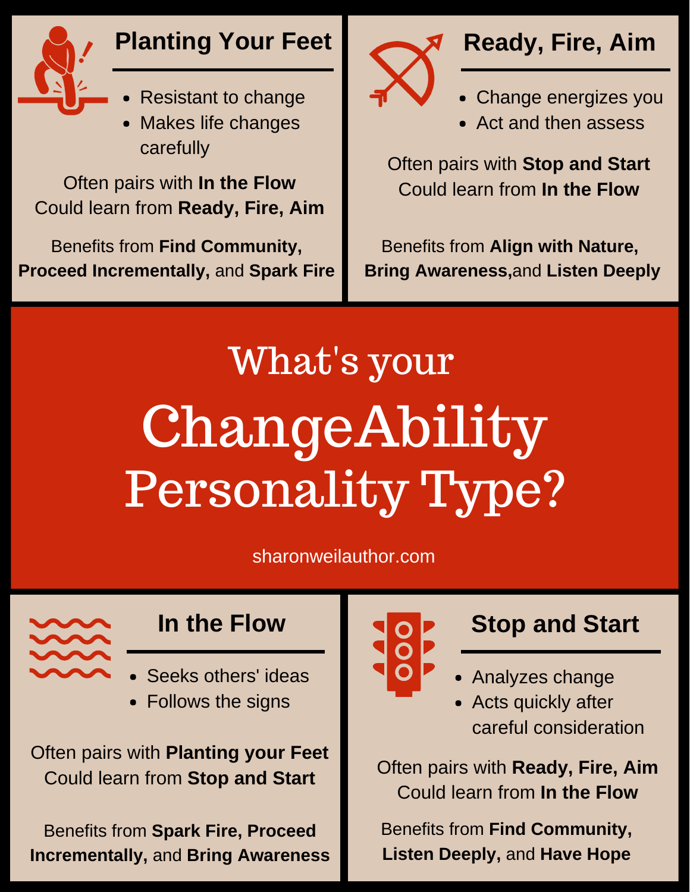# What's your ChangeAbility Personality Type?

sharonweilauthor.com

## Planting Your Feet

- Resistant to change
- Makes life changes carefully

Often pairs with **In the Flow**
Could learn from **Ready, Fire, Aim**

Benefits from **Find Community, Proceed Incrementally,** and **Spark Fire**

## Ready, Fire, Aim

- Change energizes you
- Act and then assess

Often pairs with **Stop and Start**
Could learn from **In the Flow**

Benefits from **Align with Nature, Bring Awareness,**and **Listen Deeply**

## In the Flow

- Seeks others' ideas
- Follows the signs

Often pairs with **Planting your Feet**
Could learn from **Stop and Start**

Benefits from **Spark Fire, Proceed Incrementally,** and **Bring Awareness**

## Stop and Start

- Analyzes change
- Acts quickly after careful consideration

Often pairs with **Ready, Fire, Aim**
Could learn from **In the Flow**

Benefits from **Find Community, Listen Deeply,** and **Have Hope**